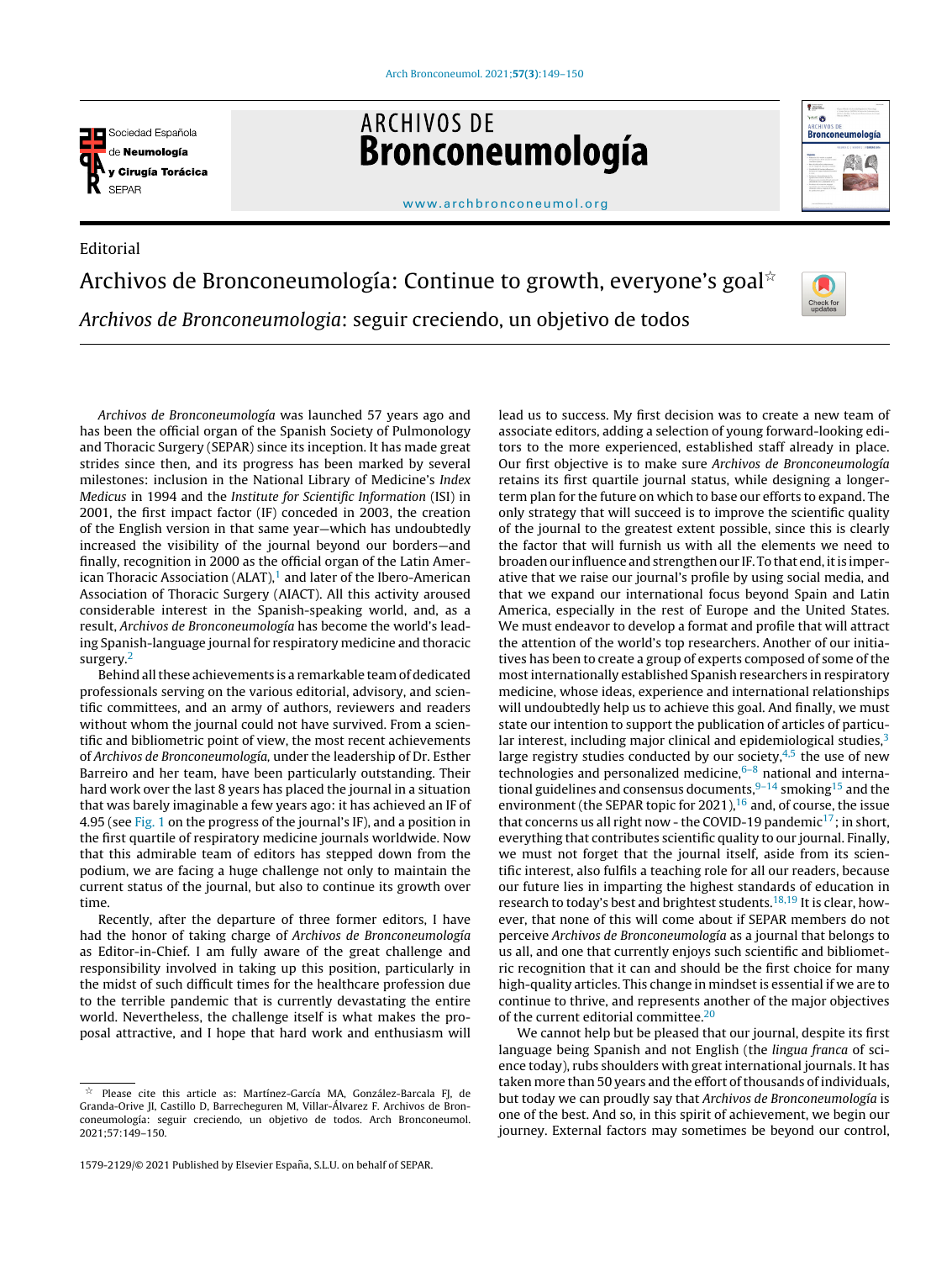Editorial

# Archivos de Bronconeumología: Continue to growth, everyone's goal☆

## *Archivos de Bronconeumologia*: seguir creciendo, un objetivo de todos

*Archivos de Bronconeumología* was launched 57 years ago and has been the official organ of the Spanish Society of Pulmonology and Thoracic Surgery (SEPAR) since its inception. It has made great strides since then, and its progress has been marked by several milestones: inclusion in the National Library of Medicine's *Index Medicus* in 1994 and the *Institute for Scientific Information* (ISI) in 2001, the first impact factor (IF) conceded in 2003, the creation of the English version in that same year—which has undoubtedly increased the visibility of the journal beyond our borders—and finally, recognition in 2000 as the official organ of the Latin American Thoracic Association (ALAT),[1] and later of the Ibero-American Association of Thoracic Surgery (AIACT). All this activity aroused considerable interest in the Spanish-speaking world, and, as a result, *Archivos de Bronconeumología* has become the world's leading Spanish-language journal for respiratory medicine and thoracic surgery.[2]

Behind all these achievements is a remarkable team of dedicated professionals serving on the various editorial, advisory, and scientific committees, and an army of authors, reviewers and readers without whom the journal could not have survived. From a scientific and bibliometric point of view, the most recent achievements of *Archivos de Bronconeumología,* under the leadership of Dr. Esther Barreiro and her team, have been particularly outstanding. Their hard work over the last 8 years has placed the journal in a situation that was barely imaginable a few years ago: it has achieved an IF of 4.95 (see Fig. 1 on the progress of the journal's IF), and a position in the first quartile of respiratory medicine journals worldwide. Now that this admirable team of editors has stepped down from the podium, we are facing a huge challenge not only to maintain the current status of the journal, but also to continue its growth over time.

Recently, after the departure of three former editors, I have had the honor of taking charge of *Archivos de Bronconeumología* as Editor-in-Chief. I am fully aware of the great challenge and responsibility involved in taking up this position, particularly in the midst of such difficult times for the healthcare profession due to the terrible pandemic that is currently devastating the entire world. Nevertheless, the challenge itself is what makes the proposal attractive, and I hope that hard work and enthusiasm will lead us to success. My first decision was to create a new team of associate editors, adding a selection of young forward-looking editors to the more experienced, established staff already in place. Our first objective is to make sure *Archivos de Bronconeumología* retains its first quartile journal status, while designing a longer-term plan for the future on which to base our efforts to expand. The only strategy that will succeed is to improve the scientific quality of the journal to the greatest extent possible, since this is clearly the factor that will furnish us with all the elements we need to broaden our influence and strengthen our IF. To that end, it is imperative that we raise our journal's profile by using social media, and that we expand our international focus beyond Spain and Latin America, especially in the rest of Europe and the United States. We must endeavor to develop a format and profile that will attract the attention of the world's top researchers. Another of our initiatives has been to create a group of experts composed of some of the most internationally established Spanish researchers in respiratory medicine, whose ideas, experience and international relationships will undoubtedly help us to achieve this goal. And finally, we must state our intention to support the publication of articles of particular interest, including major clinical and epidemiological studies,[3] large registry studies conducted by our society,[4,5] the use of new technologies and personalized medicine,[6–8] national and international guidelines and consensus documents,[9–14] smoking[15] and the environment (the SEPAR topic for 2021),[16] and, of course, the issue that concerns us all right now - the COVID-19 pandemic[17]; in short, everything that contributes scientific quality to our journal. Finally, we must not forget that the journal itself, aside from its scientific interest, also fulfils a teaching role for all our readers, because our future lies in imparting the highest standards of education in research to today's best and brightest students.[18,19] It is clear, however, that none of this will come about if SEPAR members do not perceive *Archivos de Bronconeumología* as a journal that belongs to us all, and one that currently enjoys such scientific and bibliometric recognition that it can and should be the first choice for many high-quality articles. This change in mindset is essential if we are to continue to thrive, and represents another of the major objectives of the current editorial committee.[20]

We cannot help but be pleased that our journal, despite its first language being Spanish and not English (the *lingua franca* of science today), rubs shoulders with great international journals. It has taken more than 50 years and the effort of thousands of individuals, but today we can proudly say that *Archivos de Bronconeumología* is one of the best. And so, in this spirit of achievement, we begin our journey. External factors may sometimes be beyond our control,

☆ Please cite this article as: Martínez-García MA, González-Barcala FJ, de Granda-Orive JI, Castillo D, Barrecheguren M, Villar-Álvarez F. Archivos de Bronconeumología: seguir creciendo, un objetivo de todos. Arch Bronconeumol. 2021;57:149–150.

1579-2129/© 2021 Published by Elsevier España, S.L.U. on behalf of SEPAR.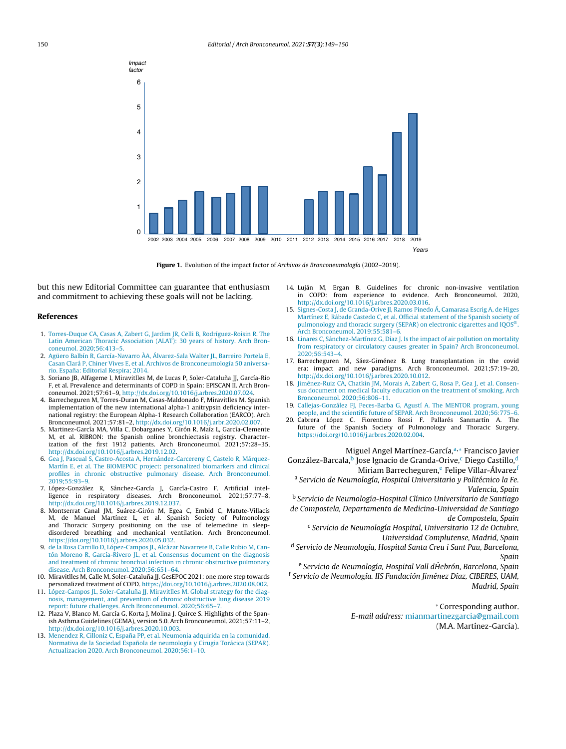Impact factor

6

5

4

3

2

1

0

2002 2003 2004 2005 2006 2007 2008 2009 2010 2011 2012 2013 2014 2015 2016 2017 2018 2019

Years

**Figure 1.** Evolution of the impact factor of *Archivos de Bronconeumología* (2002–2019).

but this new Editorial Committee can guarantee that enthusiasm and commitment to achieving these goals will not be lacking.

## References

1. Torres-Duque CA, Casas A, Zabert G, Jardim JR, Celli B, Rodríguez-Roisin R. The Latin American Thoracic Association (ALAT): 30 years of history. Arch Bronconeumol. 2020;56:413–5.
2. Agüero Balbín R, García-Navarro ÀA, Álvarez-Sala Walter JL, Barreiro Portela E, Casan Clará P, Chiner Vives E, et al. Archivos de Bronconeumología 50 aniversario. España: Editorial Respira; 2014.
3. Soriano JB, Alfageme I, Miravitlles M, de Lucas P, Soler-Cataluña JJ, García-Río F, et al. Prevalence and determinants of COPD in Spain: EPISCAN II. Arch Bronconeumol. 2021;57:61–9, http://dx.doi.org/10.1016/j.arbres.2020.07.024.
4. Barrecheguren M, Torres-Duran M, Casas-Maldonado F, Miravitlles M. Spanish implementation of the new international alpha-1 anitrypsin deficiency international registry: the European Alpha-1 Research Collaboration (EARCO). Arch Bronconeumol. 2021;57:81–2, http://dx.doi.org/10.1016/j.arbr.2020.02.007.
5. Martinez-García MA, Villa C, Dobarganes Y, Girón R, Maíz L, García-Clemente M, et al. RIBRON: the Spanish online bronchiectasis registry. Characterization of the first 1912 patients. Arch Bronconeumol. 2021;57:28–35, http://dx.doi.org/10.1016/j.arbres.2019.12.02.
6. Gea J, Pascual S, Castro-Acosta A, Hernández-Carcereny C, Castelo R, Márquez-Martín E, et al. The BIOMEPOC project: personalized biomarkers and clinical profiles in chronic obstructive pulmonary disease. Arch Bronconeumol. 2019;55:93–9.
7. López-González R, Sánchez-García J, García-Castro F. Artificial intelligence in respiratory diseases. Arch Bronconeumol. 2021;57:77–8, http://dx.doi.org/10.1016/j.arbres.2019.12.037.
8. Montserrat Canal JM, Suárez-Girón M, Egea C, Embid C, Matute-Villacís M, de Manuel Martínez L, et al. Spanish Society of Pulmonology and Thoracic Surgery positioning on the use of telemedine in sleep-disordered breathing and mechanical ventilation. Arch Bronconeumol. https://doi.org/10.1016/j.arbres.2020.05.032.
9. de la Rosa Carrillo D, López-Campos JL, Alcázar Navarrete B, Calle Rubio M, Cantón Moreno R, García-Rivero JL, et al. Consensus document on the diagnosis and treatment of chronic bronchial infection in chronic obstructive pulmonary disease. Arch Bronconeumol. 2020;56:651–64.
10. Miravitlles M, Calle M, Soler-Cataluña JJ. GesEPOC 2021: one more step towards personalized treatment of COPD. https://doi.org/10.1016/j.arbres.2020.08.002.
11. López-Campos JL, Soler-Cataluña JJ, Miravitlles M. Global strategy for the diagnosis, management, and prevention of chronic obstructive lung disease 2019 report: future challenges. Arch Bronconeumol. 2020;56:65–7.
12. Plaza V, Blanco M, García G, Korta J, Molina J, Quirce S. Highlights of the Spanish Asthma Guidelines (GEMA), version 5.0. Arch Bronconeumol. 2021;57:11–2, http://dx.doi.org/10.1016/j.arbres.2020.10.003.
13. Menendez R, Cilloniz C, España PP, et al. Neumonia adquirida en la comunidad. Normativa de la Sociedad Española de neumología y Cirugia Torácica (SEPAR). Actualizacion 2020. Arch Bronconeumol. 2020;56:1–10.
14. Luján M, Ergan B. Guidelines for chronic non-invasive ventilation in COPD: from experience to evidence. Arch Bronconeumol. 2020, http://dx.doi.org/10.1016/j.arbres.2020.03.016.
15. Signes-Costa J, de Granda-Orive JI, Ramos Pinedo Á, Camarasa Escrig A, de Higes Martínez E, Rábade Castedo C, et al. Official statement of the Spanish society of pulmonology and thoracic surgery (SEPAR) on electronic cigarettes and IQOS®. Arch Bronconeumol. 2019;55:581–6.
16. Linares C, Sánchez-Martínez G, Díaz J. Is the impact of air pollution on mortality from respiratory or circulatory causes greater in Spain? Arch Bronconeumol. 2020;56:543–4.
17. Barrecheguren M, Sáez-Giménez B. Lung transplantation in the covid era: impact and new paradigms. Arch Bronconeumol. 2021;57:19–20, http://dx.doi.org/10.1016/j.arbres.2020.10.012.
18. Jiménez-Ruiz CA, Chatkin JM, Morais A, Zabert G, Rosa P, Gea J, et al. Consensus document on medical faculty education on the treatment of smoking. Arch Bronconeumol. 2020;56:806–11.
19. Callejas-González FJ, Peces-Barba G, Agustí A. The MENTOR program, young people, and the scientific future of SEPAR. Arch Bronconeumol. 2020;56:775–6.
20. Cabrera López C. Fiorentino Rossi F. Pallarés Sanmartín A. The future of the Spanish Society of Pulmonology and Thoracic Surgery. https://doi.org/10.1016/j.arbres.2020.02.004.

Miguel Angel Martínez-García,[a,*] Francisco Javier González-Barcala,[b] Jose Ignacio de Granda-Orive,[c] Diego Castillo,[d] Miriam Barrecheguren,[e] Felipe Villar-Álvarez[f]

[a] *Servicio de Neumología, Hospital Universitario y Politécnico la Fe. Valencia, Spain*

[b] *Servicio de Neumología-Hospital Clínico Universitario de Santiago de Compostela, Departamento de Medicina-Universidad de Santiago de Compostela, Spain*

[c] *Servicio de Neumología Hospital, Universitario 12 de Octubre, Universidad Complutense, Madrid, Spain*

[d] *Servicio de Neumología, Hospital Santa Creu i Sant Pau, Barcelona, Spain*

[e] *Servicio de Neumología, Hospital Vall dHebrón, Barcelona, Spain*

[f] *Servicio de Neumología. IIS Fundación Jiménez Díaz, CIBERES, UAM, Madrid, Spain*

\* Corresponding author.
*E-mail address:* mianmartinezgarcia@gmail.com (M.A. Martínez-García).